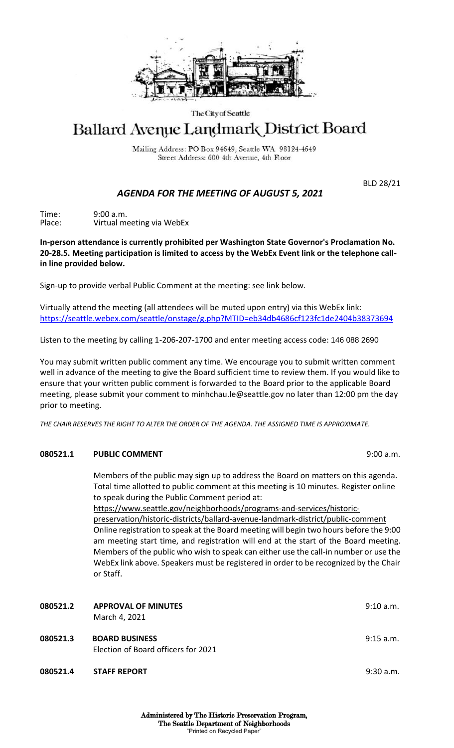The City of Seattle

# Ballard Avenue Landmark District Board

Mailing Address: PO Box 94649, Seattle WA 98124-4649
Street Address: 600 4th Avenue, 4th Floor

BLD 28/21

## *AGENDA FOR THE MEETING OF AUGUST 5, 2021*

Time: 9:00 a.m.
Place: Virtual meeting via WebEx

**In-person attendance is currently prohibited per Washington State Governor's Proclamation No. 20-28.5. Meeting participation is limited to access by the WebEx Event link or the telephone call-in line provided below.**

Sign-up to provide verbal Public Comment at the meeting: see link below.

Virtually attend the meeting (all attendees will be muted upon entry) via this WebEx link:
https://seattle.webex.com/seattle/onstage/g.php?MTID=eb34db4686cf123fc1de2404b38373694

Listen to the meeting by calling 1-206-207-1700 and enter meeting access code: 146 088 2690

You may submit written public comment any time. We encourage you to submit written comment well in advance of the meeting to give the Board sufficient time to review them. If you would like to ensure that your written public comment is forwarded to the Board prior to the applicable Board meeting, please submit your comment to minhchau.le@seattle.gov no later than 12:00 pm the day prior to meeting.

*THE CHAIR RESERVES THE RIGHT TO ALTER THE ORDER OF THE AGENDA. THE ASSIGNED TIME IS APPROXIMATE.*

**080521.1 PUBLIC COMMENT** 9:00 a.m.

Members of the public may sign up to address the Board on matters on this agenda. Total time allotted to public comment at this meeting is 10 minutes. Register online to speak during the Public Comment period at:
https://www.seattle.gov/neighborhoods/programs-and-services/historic-preservation/historic-districts/ballard-avenue-landmark-district/public-comment
Online registration to speak at the Board meeting will begin two hours before the 9:00 am meeting start time, and registration will end at the start of the Board meeting. Members of the public who wish to speak can either use the call-in number or use the WebEx link above. Speakers must be registered in order to be recognized by the Chair or Staff.

**080521.2 APPROVAL OF MINUTES** 9:10 a.m.
March 4, 2021

**080521.3 BOARD BUSINESS** 9:15 a.m.
Election of Board officers for 2021

**080521.4 STAFF REPORT** 9:30 a.m.

Administered by The Historic Preservation Program,
The Seattle Department of Neighborhoods
"Printed on Recycled Paper"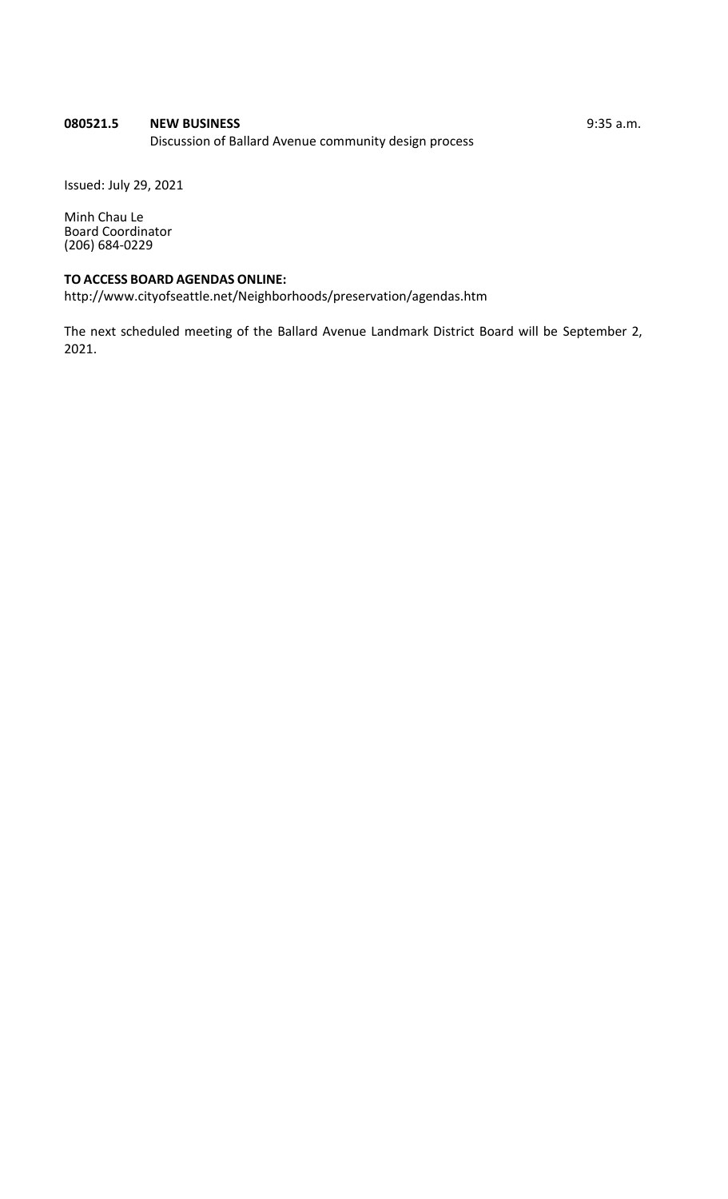**080521.5 NEW BUSINESS** 9:35 a.m.

Discussion of Ballard Avenue community design process

Issued: July 29, 2021

Minh Chau Le
Board Coordinator
(206) 684-0229

**TO ACCESS BOARD AGENDAS ONLINE:**
http://www.cityofseattle.net/Neighborhoods/preservation/agendas.htm

The next scheduled meeting of the Ballard Avenue Landmark District Board will be September 2, 2021.